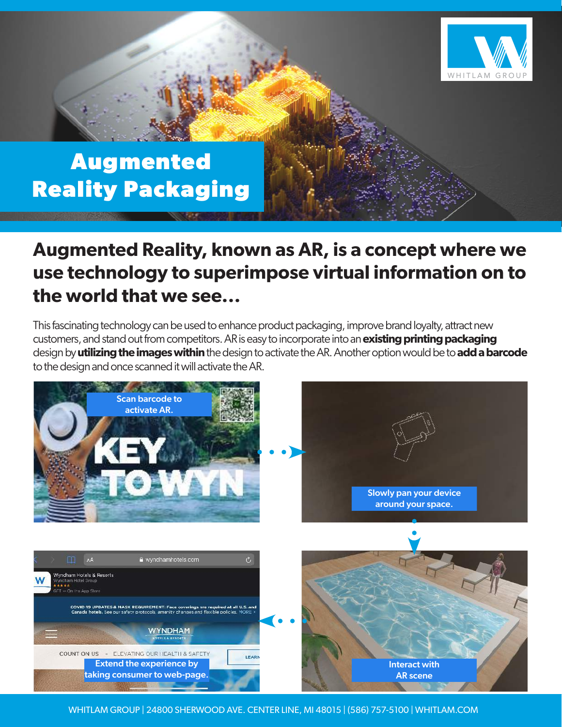# Augmented Reality Packaging

## Augmented Reality, known as AR, is a concept where we use technology to superimpose virtual information on to the world that we see...

This fascinating technology can be used to enhance product packaging, improve brand loyalty, attract new customers, and stand out from competitors. AR is easy to incorporate into an **existing printing packaging** design by **utilizing the images within** the design to activate the AR. Another option would be to **add a barcode** to the design and once scanned it will activate the AR.

Scan barcode to activate AR.

Slowly pan your device around your space.

Interact with AR scene

Extend the experience by taking consumer to web-page.

WHITLAM GROUP | 24800 SHERWOOD AVE. CENTER LINE, MI 48015 | (586) 757-5100 | WHITLAM.COM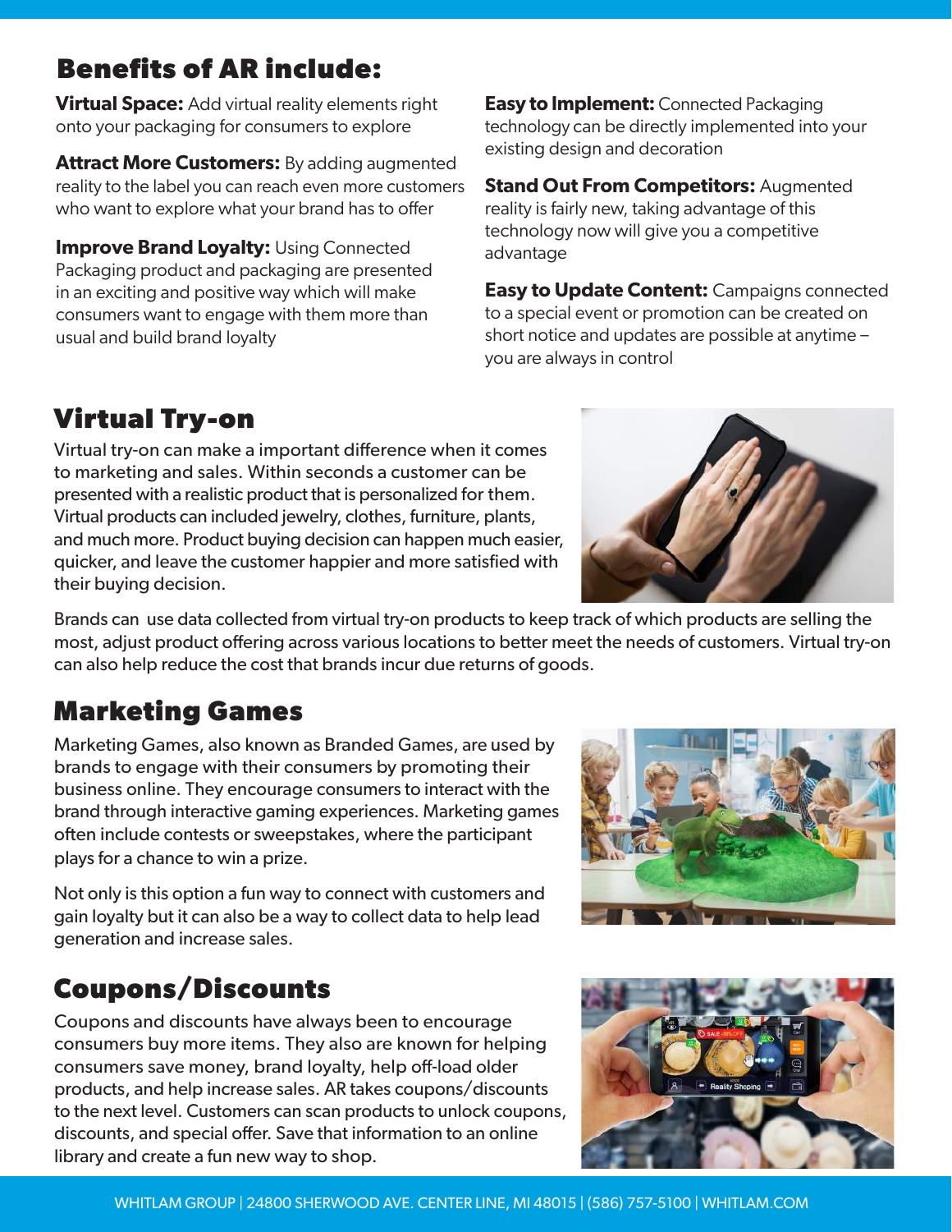## Benefits of AR include:

**Virtual Space:** Add virtual reality elements right onto your packaging for consumers to explore

**Attract More Customers:** By adding augmented reality to the label you can reach even more customers who want to explore what your brand has to offer

**Improve Brand Loyalty:** Using Connected Packaging product and packaging are presented in an exciting and positive way which will make consumers want to engage with them more than usual and build brand loyalty

**Easy to Implement:** Connected Packaging technology can be directly implemented into your existing design and decoration

**Stand Out From Competitors:** Augmented reality is fairly new, taking advantage of this technology now will give you a competitive advantage

**Easy to Update Content:** Campaigns connected to a special event or promotion can be created on short notice and updates are possible at anytime – you are always in control

## Virtual Try-on

Virtual try-on can make a important difference when it comes to marketing and sales. Within seconds a customer can be presented with a realistic product that is personalized for them. Virtual products can included jewelry, clothes, furniture, plants, and much more. Product buying decision can happen much easier, quicker, and leave the customer happier and more satisfied with their buying decision.

Brands can use data collected from virtual try-on products to keep track of which products are selling the most, adjust product offering across various locations to better meet the needs of customers. Virtual try-on can also help reduce the cost that brands incur due returns of goods.

## Marketing Games

Marketing Games, also known as Branded Games, are used by brands to engage with their consumers by promoting their business online. They encourage consumers to interact with the brand through interactive gaming experiences. Marketing games often include contests or sweepstakes, where the participant plays for a chance to win a prize.

Not only is this option a fun way to connect with customers and gain loyalty but it can also be a way to collect data to help lead generation and increase sales.

## Coupons/Discounts

Coupons and discounts have always been to encourage consumers buy more items. They also are known for helping consumers save money, brand loyalty, help off-load older products, and help increase sales. AR takes coupons/discounts to the next level. Customers can scan products to unlock coupons, discounts, and special offer. Save that information to an online library and create a fun new way to shop.

WHITLAM GROUP | 24800 SHERWOOD AVE. CENTER LINE, MI 48015 | (586) 757-5100 | WHITLAM.COM